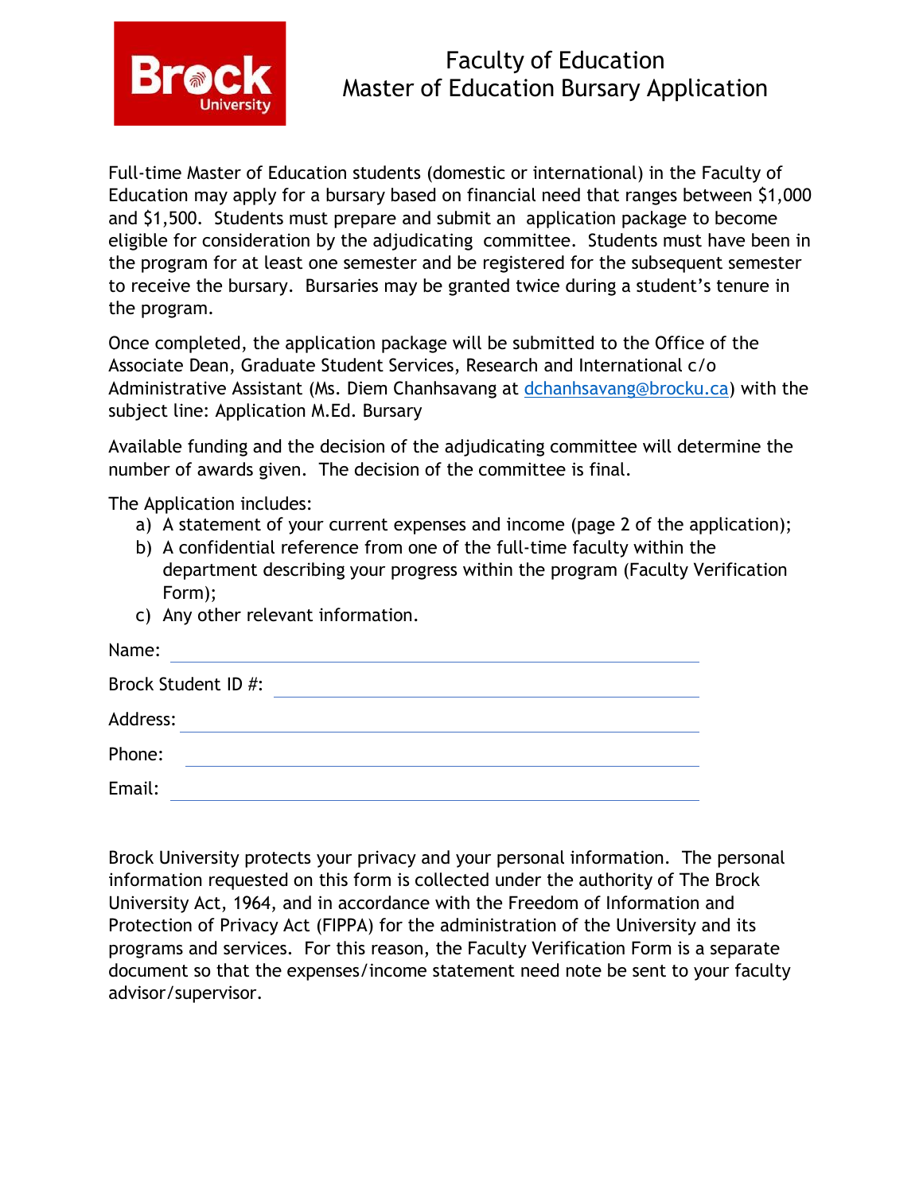# Faculty of Education
## Master of Education Bursary Application

Full-time Master of Education students (domestic or international) in the Faculty of Education may apply for a bursary based on financial need that ranges between $1,000 and $1,500. Students must prepare and submit an application package to become eligible for consideration by the adjudicating committee. Students must have been in the program for at least one semester and be registered for the subsequent semester to receive the bursary. Bursaries may be granted twice during a student's tenure in the program.

Once completed, the application package will be submitted to the Office of the Associate Dean, Graduate Student Services, Research and International c/o Administrative Assistant (Ms. Diem Chanhsavang at dchanhsavang@brocku.ca) with the subject line: Application M.Ed. Bursary

Available funding and the decision of the adjudicating committee will determine the number of awards given. The decision of the committee is final.

The Application includes:

a) A statement of your current expenses and income (page 2 of the application);
b) A confidential reference from one of the full-time faculty within the department describing your progress within the program (Faculty Verification Form);
c) Any other relevant information.

Name: ______________________________

Brock Student ID #: ______________________________

Address: ______________________________

Phone: ______________________________

Email: ______________________________

Brock University protects your privacy and your personal information. The personal information requested on this form is collected under the authority of The Brock University Act, 1964, and in accordance with the Freedom of Information and Protection of Privacy Act (FIPPA) for the administration of the University and its programs and services. For this reason, the Faculty Verification Form is a separate document so that the expenses/income statement need note be sent to your faculty advisor/supervisor.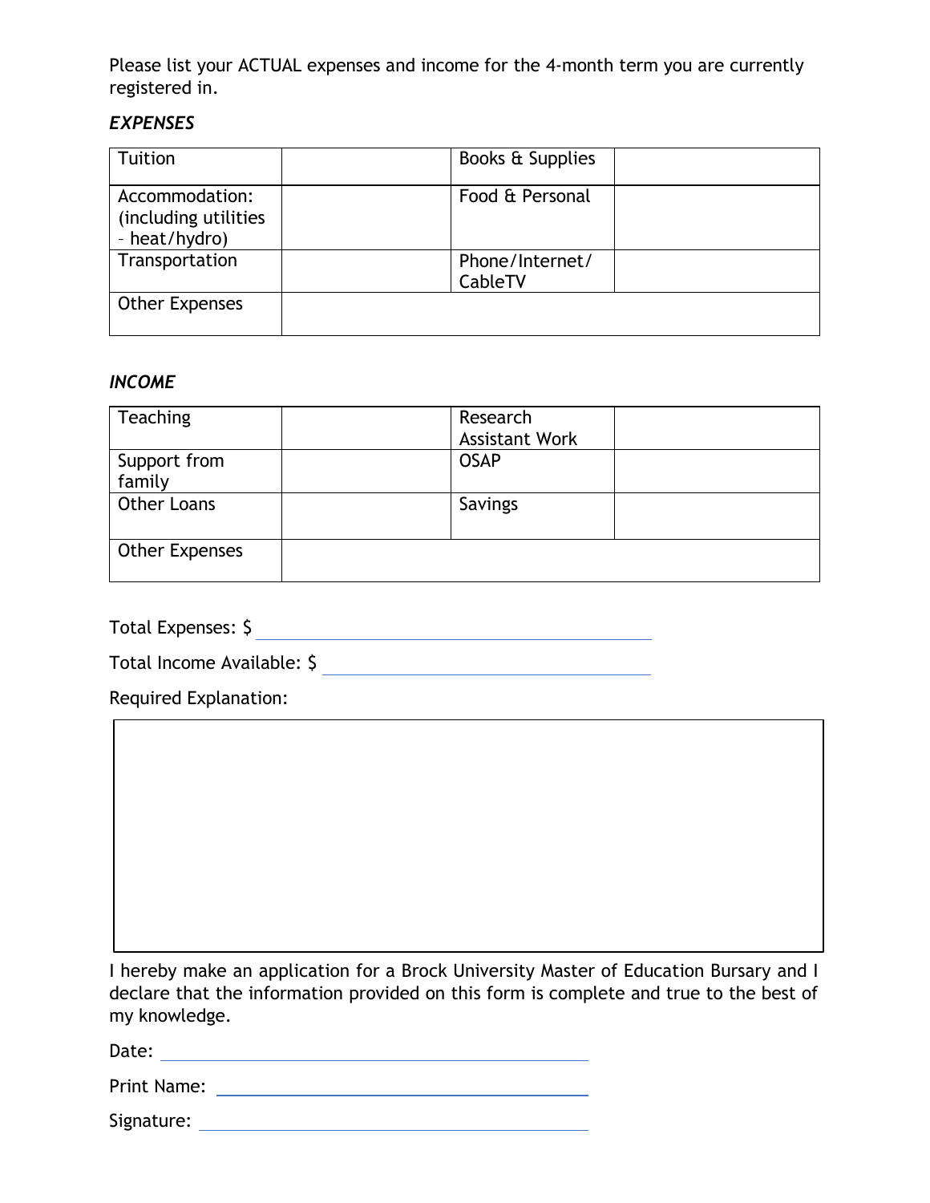Please list your ACTUAL expenses and income for the 4-month term you are currently registered in.

***EXPENSES***

| | | | |
|---|---|---|---|
| Tuition | | Books & Supplies | |
| Accommodation: (including utilities – heat/hydro) | | Food & Personal | |
| Transportation | | Phone/Internet/ CableTV | |
| Other Expenses | | | |

***INCOME***

| | | | |
|---|---|---|---|
| Teaching | | Research Assistant Work | |
| Support from family | | OSAP | |
| Other Loans | | Savings | |
| Other Expenses | | | |

Total Expenses: $ ____________________

Total Income Available: $ ____________________

Required Explanation:

| |
|---|
| |

I hereby make an application for a Brock University Master of Education Bursary and I declare that the information provided on this form is complete and true to the best of my knowledge.

Date: ____________________

Print Name: ____________________

Signature: ____________________